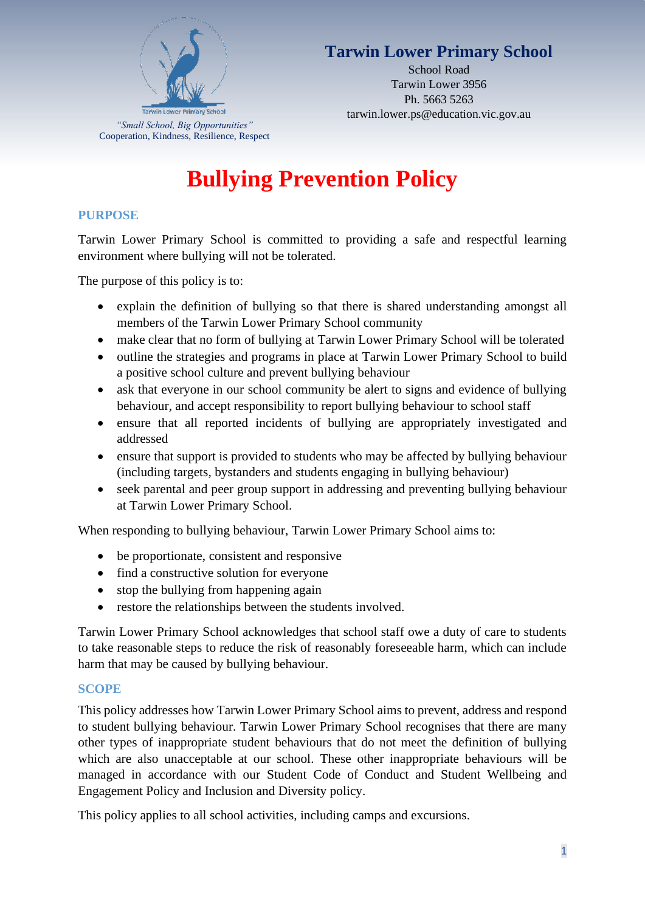"Small School, Big Opportunities"
Cooperation, Kindness, Resilience, Respect

**Tarwin Lower Primary School**
School Road
Tarwin Lower 3956
Ph. 5663 5263
tarwin.lower.ps@education.vic.gov.au

# Bullying Prevention Policy

## PURPOSE

Tarwin Lower Primary School is committed to providing a safe and respectful learning environment where bullying will not be tolerated.

The purpose of this policy is to:

- explain the definition of bullying so that there is shared understanding amongst all members of the Tarwin Lower Primary School community
- make clear that no form of bullying at Tarwin Lower Primary School will be tolerated
- outline the strategies and programs in place at Tarwin Lower Primary School to build a positive school culture and prevent bullying behaviour
- ask that everyone in our school community be alert to signs and evidence of bullying behaviour, and accept responsibility to report bullying behaviour to school staff
- ensure that all reported incidents of bullying are appropriately investigated and addressed
- ensure that support is provided to students who may be affected by bullying behaviour (including targets, bystanders and students engaging in bullying behaviour)
- seek parental and peer group support in addressing and preventing bullying behaviour at Tarwin Lower Primary School.

When responding to bullying behaviour, Tarwin Lower Primary School aims to:

- be proportionate, consistent and responsive
- find a constructive solution for everyone
- stop the bullying from happening again
- restore the relationships between the students involved.

Tarwin Lower Primary School acknowledges that school staff owe a duty of care to students to take reasonable steps to reduce the risk of reasonably foreseeable harm, which can include harm that may be caused by bullying behaviour.

## SCOPE

This policy addresses how Tarwin Lower Primary School aims to prevent, address and respond to student bullying behaviour. Tarwin Lower Primary School recognises that there are many other types of inappropriate student behaviours that do not meet the definition of bullying which are also unacceptable at our school. These other inappropriate behaviours will be managed in accordance with our Student Code of Conduct and Student Wellbeing and Engagement Policy and Inclusion and Diversity policy.

This policy applies to all school activities, including camps and excursions.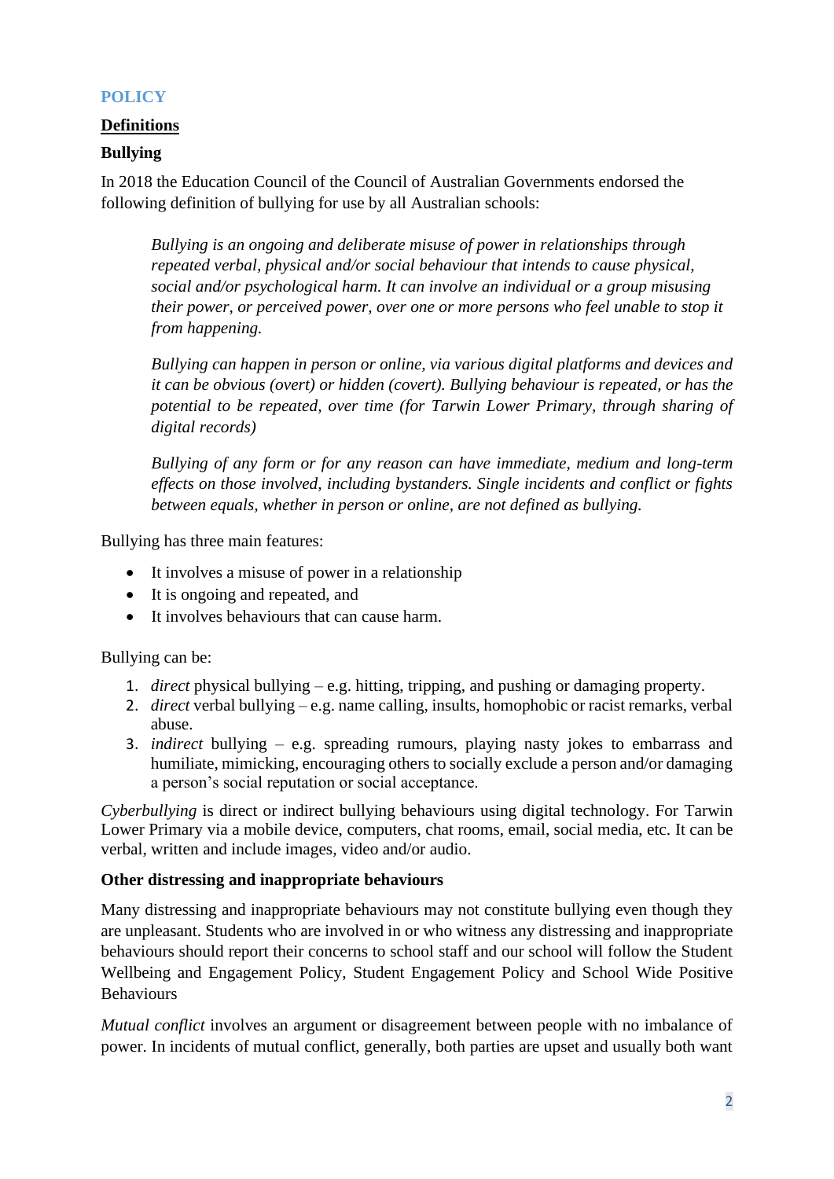## POLICY

### Definitions

**Bullying**

In 2018 the Education Council of the Council of Australian Governments endorsed the following definition of bullying for use by all Australian schools:

> *Bullying is an ongoing and deliberate misuse of power in relationships through repeated verbal, physical and/or social behaviour that intends to cause physical, social and/or psychological harm. It can involve an individual or a group misusing their power, or perceived power, over one or more persons who feel unable to stop it from happening.*
>
> *Bullying can happen in person or online, via various digital platforms and devices and it can be obvious (overt) or hidden (covert). Bullying behaviour is repeated, or has the potential to be repeated, over time (for Tarwin Lower Primary, through sharing of digital records)*
>
> *Bullying of any form or for any reason can have immediate, medium and long-term effects on those involved, including bystanders. Single incidents and conflict or fights between equals, whether in person or online, are not defined as bullying.*

Bullying has three main features:

- It involves a misuse of power in a relationship
- It is ongoing and repeated, and
- It involves behaviours that can cause harm.

Bullying can be:

1. *direct* physical bullying – e.g. hitting, tripping, and pushing or damaging property.
2. *direct* verbal bullying – e.g. name calling, insults, homophobic or racist remarks, verbal abuse.
3. *indirect* bullying – e.g. spreading rumours, playing nasty jokes to embarrass and humiliate, mimicking, encouraging others to socially exclude a person and/or damaging a person's social reputation or social acceptance.

*Cyberbullying* is direct or indirect bullying behaviours using digital technology. For Tarwin Lower Primary via a mobile device, computers, chat rooms, email, social media, etc. It can be verbal, written and include images, video and/or audio.

**Other distressing and inappropriate behaviours**

Many distressing and inappropriate behaviours may not constitute bullying even though they are unpleasant. Students who are involved in or who witness any distressing and inappropriate behaviours should report their concerns to school staff and our school will follow the Student Wellbeing and Engagement Policy, Student Engagement Policy and School Wide Positive Behaviours

*Mutual conflict* involves an argument or disagreement between people with no imbalance of power. In incidents of mutual conflict, generally, both parties are upset and usually both want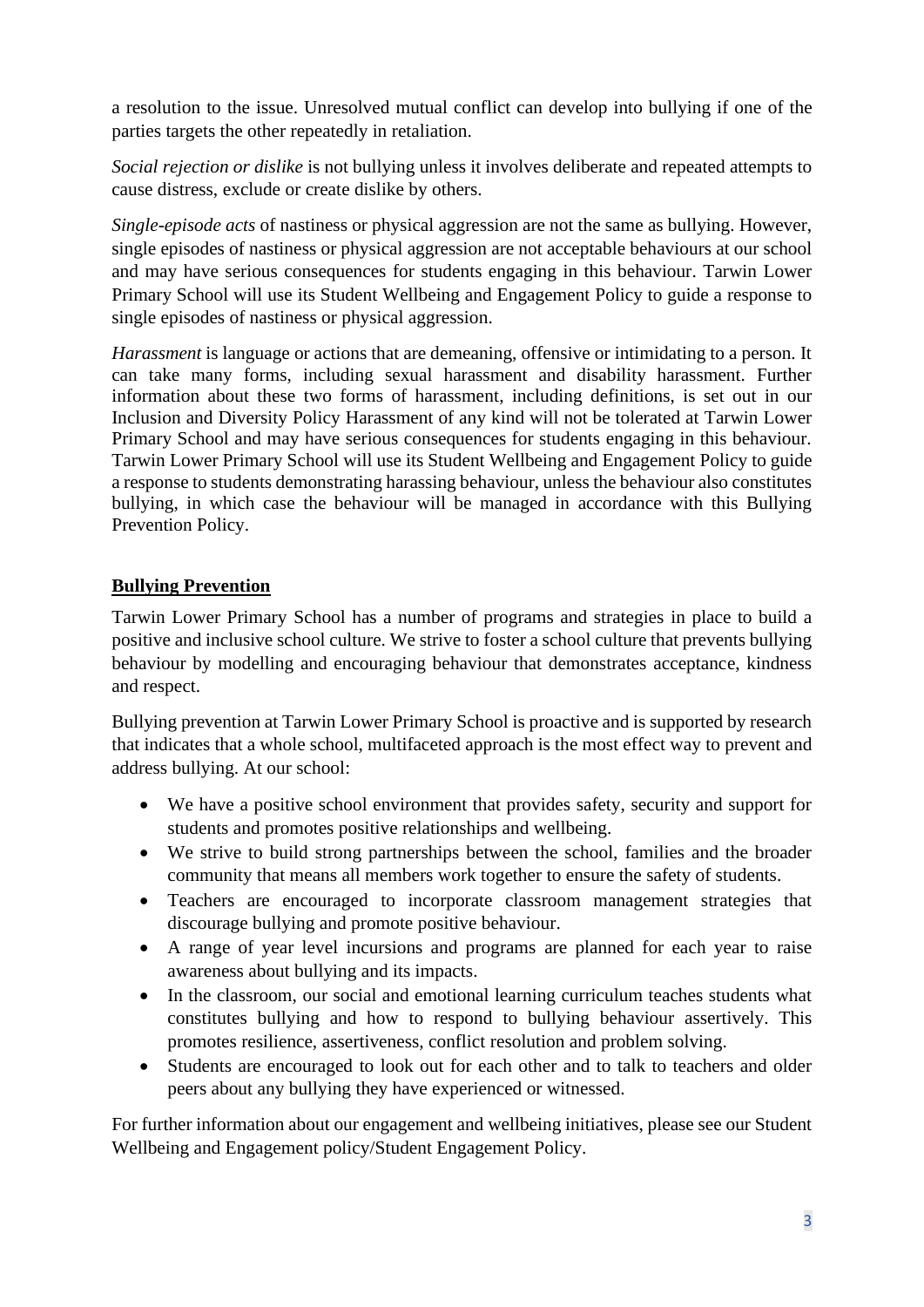a resolution to the issue. Unresolved mutual conflict can develop into bullying if one of the parties targets the other repeatedly in retaliation.

*Social rejection or dislike* is not bullying unless it involves deliberate and repeated attempts to cause distress, exclude or create dislike by others.

*Single-episode acts* of nastiness or physical aggression are not the same as bullying. However, single episodes of nastiness or physical aggression are not acceptable behaviours at our school and may have serious consequences for students engaging in this behaviour. Tarwin Lower Primary School will use its Student Wellbeing and Engagement Policy to guide a response to single episodes of nastiness or physical aggression.

*Harassment* is language or actions that are demeaning, offensive or intimidating to a person. It can take many forms, including sexual harassment and disability harassment. Further information about these two forms of harassment, including definitions, is set out in our Inclusion and Diversity Policy Harassment of any kind will not be tolerated at Tarwin Lower Primary School and may have serious consequences for students engaging in this behaviour. Tarwin Lower Primary School will use its Student Wellbeing and Engagement Policy to guide a response to students demonstrating harassing behaviour, unless the behaviour also constitutes bullying, in which case the behaviour will be managed in accordance with this Bullying Prevention Policy.

## Bullying Prevention

Tarwin Lower Primary School has a number of programs and strategies in place to build a positive and inclusive school culture. We strive to foster a school culture that prevents bullying behaviour by modelling and encouraging behaviour that demonstrates acceptance, kindness and respect.

Bullying prevention at Tarwin Lower Primary School is proactive and is supported by research that indicates that a whole school, multifaceted approach is the most effect way to prevent and address bullying. At our school:

- We have a positive school environment that provides safety, security and support for students and promotes positive relationships and wellbeing.
- We strive to build strong partnerships between the school, families and the broader community that means all members work together to ensure the safety of students.
- Teachers are encouraged to incorporate classroom management strategies that discourage bullying and promote positive behaviour.
- A range of year level incursions and programs are planned for each year to raise awareness about bullying and its impacts.
- In the classroom, our social and emotional learning curriculum teaches students what constitutes bullying and how to respond to bullying behaviour assertively. This promotes resilience, assertiveness, conflict resolution and problem solving.
- Students are encouraged to look out for each other and to talk to teachers and older peers about any bullying they have experienced or witnessed.

For further information about our engagement and wellbeing initiatives, please see our Student Wellbeing and Engagement policy/Student Engagement Policy.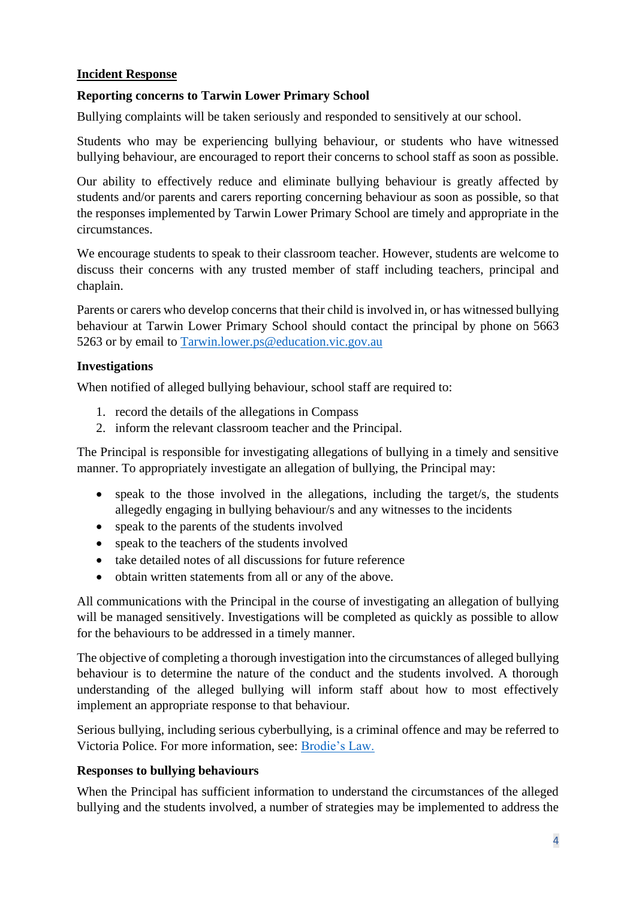**Incident Response**

**Reporting concerns to Tarwin Lower Primary School**

Bullying complaints will be taken seriously and responded to sensitively at our school.

Students who may be experiencing bullying behaviour, or students who have witnessed bullying behaviour, are encouraged to report their concerns to school staff as soon as possible.

Our ability to effectively reduce and eliminate bullying behaviour is greatly affected by students and/or parents and carers reporting concerning behaviour as soon as possible, so that the responses implemented by Tarwin Lower Primary School are timely and appropriate in the circumstances.

We encourage students to speak to their classroom teacher. However, students are welcome to discuss their concerns with any trusted member of staff including teachers, principal and chaplain.

Parents or carers who develop concerns that their child is involved in, or has witnessed bullying behaviour at Tarwin Lower Primary School should contact the principal by phone on 5663 5263 or by email to [Tarwin.lower.ps@education.vic.gov.au](mailto:Tarwin.lower.ps@education.vic.gov.au)

**Investigations**

When notified of alleged bullying behaviour, school staff are required to:

1. record the details of the allegations in Compass
2. inform the relevant classroom teacher and the Principal.

The Principal is responsible for investigating allegations of bullying in a timely and sensitive manner. To appropriately investigate an allegation of bullying, the Principal may:

- speak to the those involved in the allegations, including the target/s, the students allegedly engaging in bullying behaviour/s and any witnesses to the incidents
- speak to the parents of the students involved
- speak to the teachers of the students involved
- take detailed notes of all discussions for future reference
- obtain written statements from all or any of the above.

All communications with the Principal in the course of investigating an allegation of bullying will be managed sensitively. Investigations will be completed as quickly as possible to allow for the behaviours to be addressed in a timely manner.

The objective of completing a thorough investigation into the circumstances of alleged bullying behaviour is to determine the nature of the conduct and the students involved. A thorough understanding of the alleged bullying will inform staff about how to most effectively implement an appropriate response to that behaviour.

Serious bullying, including serious cyberbullying, is a criminal offence and may be referred to Victoria Police. For more information, see: Brodie's Law.

**Responses to bullying behaviours**

When the Principal has sufficient information to understand the circumstances of the alleged bullying and the students involved, a number of strategies may be implemented to address the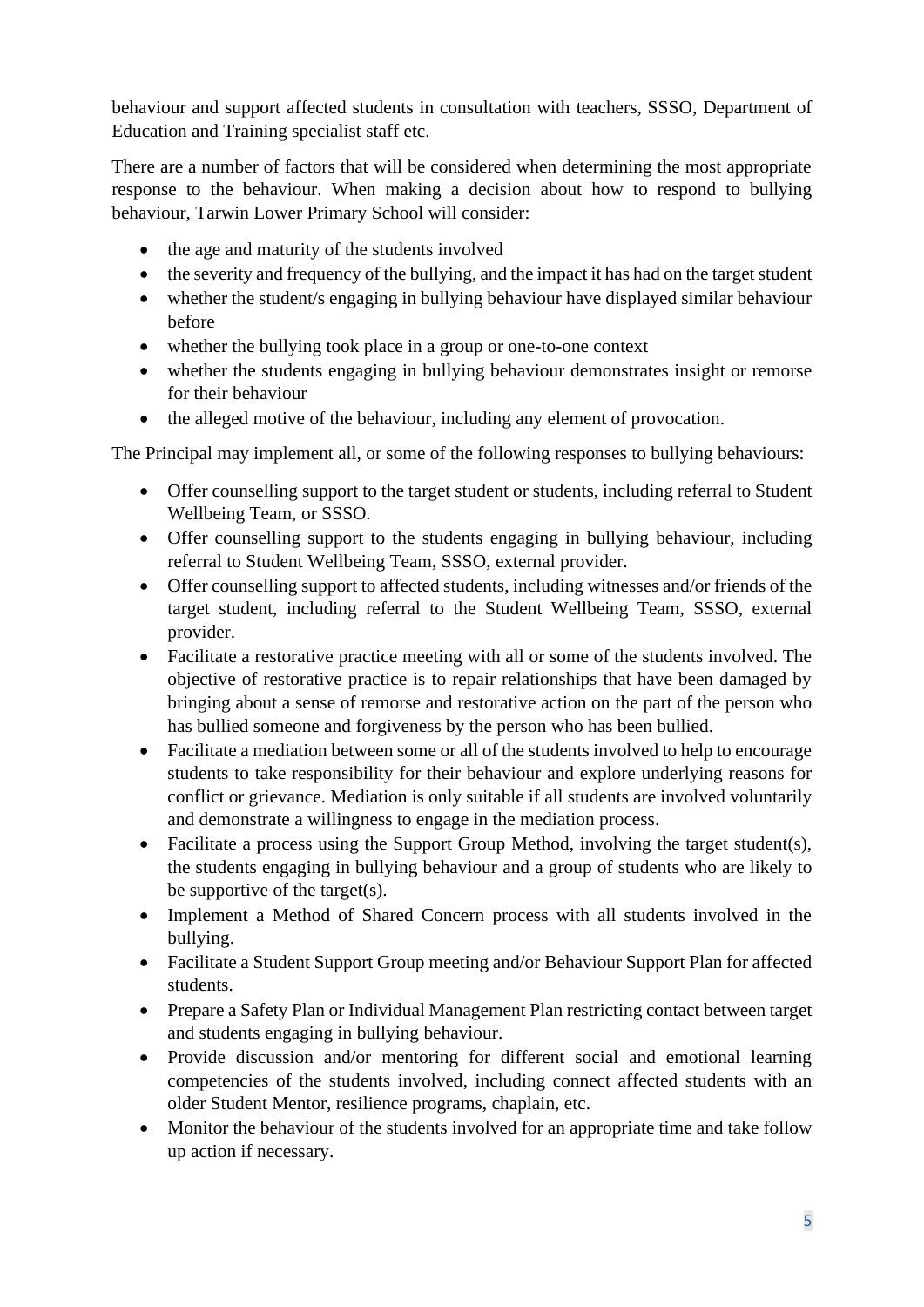behaviour and support affected students in consultation with teachers, SSSO, Department of Education and Training specialist staff etc.

There are a number of factors that will be considered when determining the most appropriate response to the behaviour. When making a decision about how to respond to bullying behaviour, Tarwin Lower Primary School will consider:

- the age and maturity of the students involved
- the severity and frequency of the bullying, and the impact it has had on the target student
- whether the student/s engaging in bullying behaviour have displayed similar behaviour before
- whether the bullying took place in a group or one-to-one context
- whether the students engaging in bullying behaviour demonstrates insight or remorse for their behaviour
- the alleged motive of the behaviour, including any element of provocation.

The Principal may implement all, or some of the following responses to bullying behaviours:

- Offer counselling support to the target student or students, including referral to Student Wellbeing Team, or SSSO.
- Offer counselling support to the students engaging in bullying behaviour, including referral to Student Wellbeing Team, SSSO, external provider.
- Offer counselling support to affected students, including witnesses and/or friends of the target student, including referral to the Student Wellbeing Team, SSSO, external provider.
- Facilitate a restorative practice meeting with all or some of the students involved. The objective of restorative practice is to repair relationships that have been damaged by bringing about a sense of remorse and restorative action on the part of the person who has bullied someone and forgiveness by the person who has been bullied.
- Facilitate a mediation between some or all of the students involved to help to encourage students to take responsibility for their behaviour and explore underlying reasons for conflict or grievance. Mediation is only suitable if all students are involved voluntarily and demonstrate a willingness to engage in the mediation process.
- Facilitate a process using the Support Group Method, involving the target student(s), the students engaging in bullying behaviour and a group of students who are likely to be supportive of the target(s).
- Implement a Method of Shared Concern process with all students involved in the bullying.
- Facilitate a Student Support Group meeting and/or Behaviour Support Plan for affected students.
- Prepare a Safety Plan or Individual Management Plan restricting contact between target and students engaging in bullying behaviour.
- Provide discussion and/or mentoring for different social and emotional learning competencies of the students involved, including connect affected students with an older Student Mentor, resilience programs, chaplain, etc.
- Monitor the behaviour of the students involved for an appropriate time and take follow up action if necessary.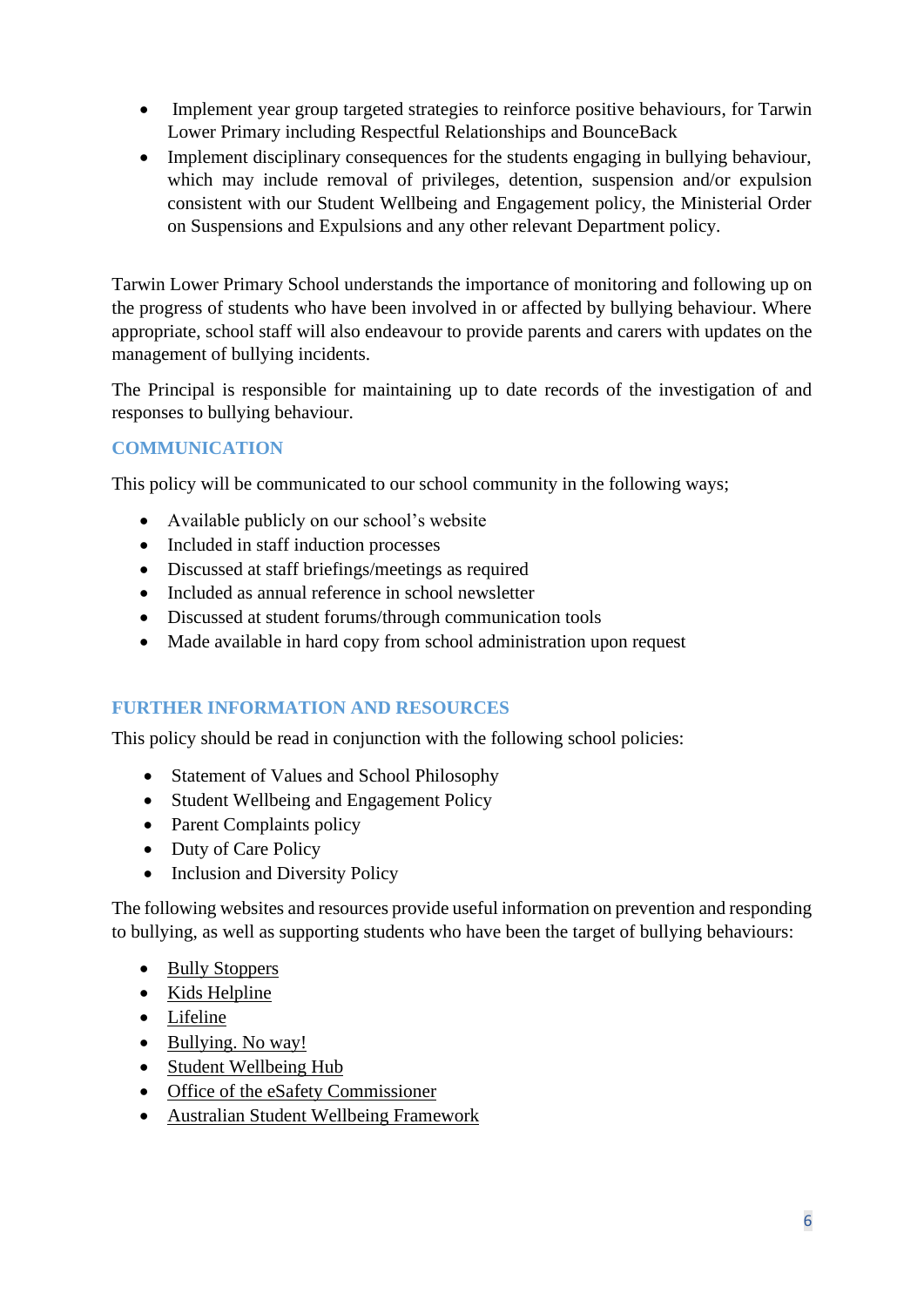- Implement year group targeted strategies to reinforce positive behaviours, for Tarwin Lower Primary including Respectful Relationships and BounceBack
- Implement disciplinary consequences for the students engaging in bullying behaviour, which may include removal of privileges, detention, suspension and/or expulsion consistent with our Student Wellbeing and Engagement policy, the Ministerial Order on Suspensions and Expulsions and any other relevant Department policy.

Tarwin Lower Primary School understands the importance of monitoring and following up on the progress of students who have been involved in or affected by bullying behaviour. Where appropriate, school staff will also endeavour to provide parents and carers with updates on the management of bullying incidents.

The Principal is responsible for maintaining up to date records of the investigation of and responses to bullying behaviour.

## COMMUNICATION

This policy will be communicated to our school community in the following ways;

- Available publicly on our school's website
- Included in staff induction processes
- Discussed at staff briefings/meetings as required
- Included as annual reference in school newsletter
- Discussed at student forums/through communication tools
- Made available in hard copy from school administration upon request

## FURTHER INFORMATION AND RESOURCES

This policy should be read in conjunction with the following school policies:

- Statement of Values and School Philosophy
- Student Wellbeing and Engagement Policy
- Parent Complaints policy
- Duty of Care Policy
- Inclusion and Diversity Policy

The following websites and resources provide useful information on prevention and responding to bullying, as well as supporting students who have been the target of bullying behaviours:

- Bully Stoppers
- Kids Helpline
- Lifeline
- Bullying. No way!
- Student Wellbeing Hub
- Office of the eSafety Commissioner
- Australian Student Wellbeing Framework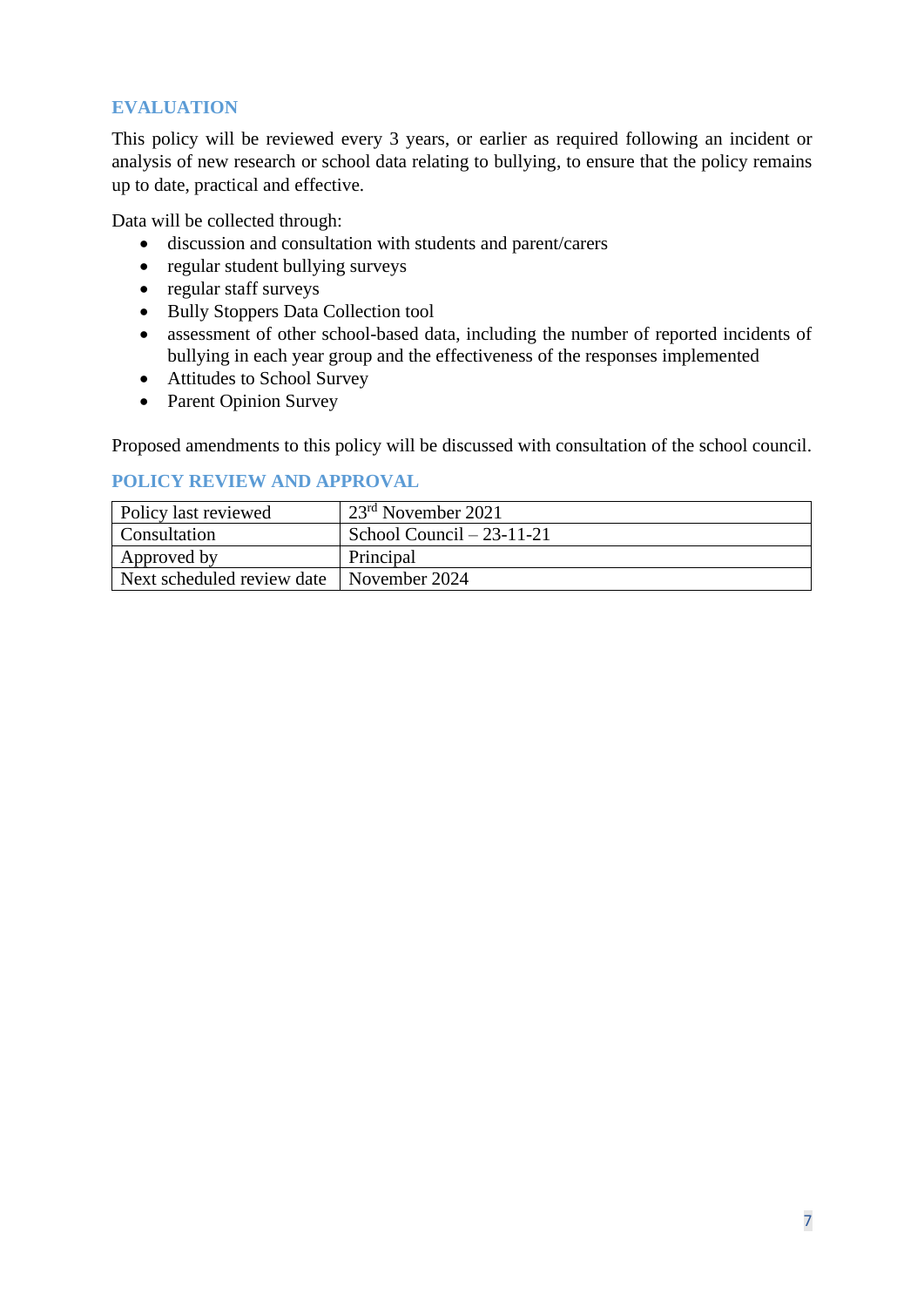## EVALUATION

This policy will be reviewed every 3 years, or earlier as required following an incident or analysis of new research or school data relating to bullying, to ensure that the policy remains up to date, practical and effective.

Data will be collected through:

- discussion and consultation with students and parent/carers
- regular student bullying surveys
- regular staff surveys
- Bully Stoppers Data Collection tool
- assessment of other school-based data, including the number of reported incidents of bullying in each year group and the effectiveness of the responses implemented
- Attitudes to School Survey
- Parent Opinion Survey

Proposed amendments to this policy will be discussed with consultation of the school council.

## POLICY REVIEW AND APPROVAL

| | |
|---|---|
| Policy last reviewed | 23rd November 2021 |
| Consultation | School Council – 23-11-21 |
| Approved by | Principal |
| Next scheduled review date | November 2024 |